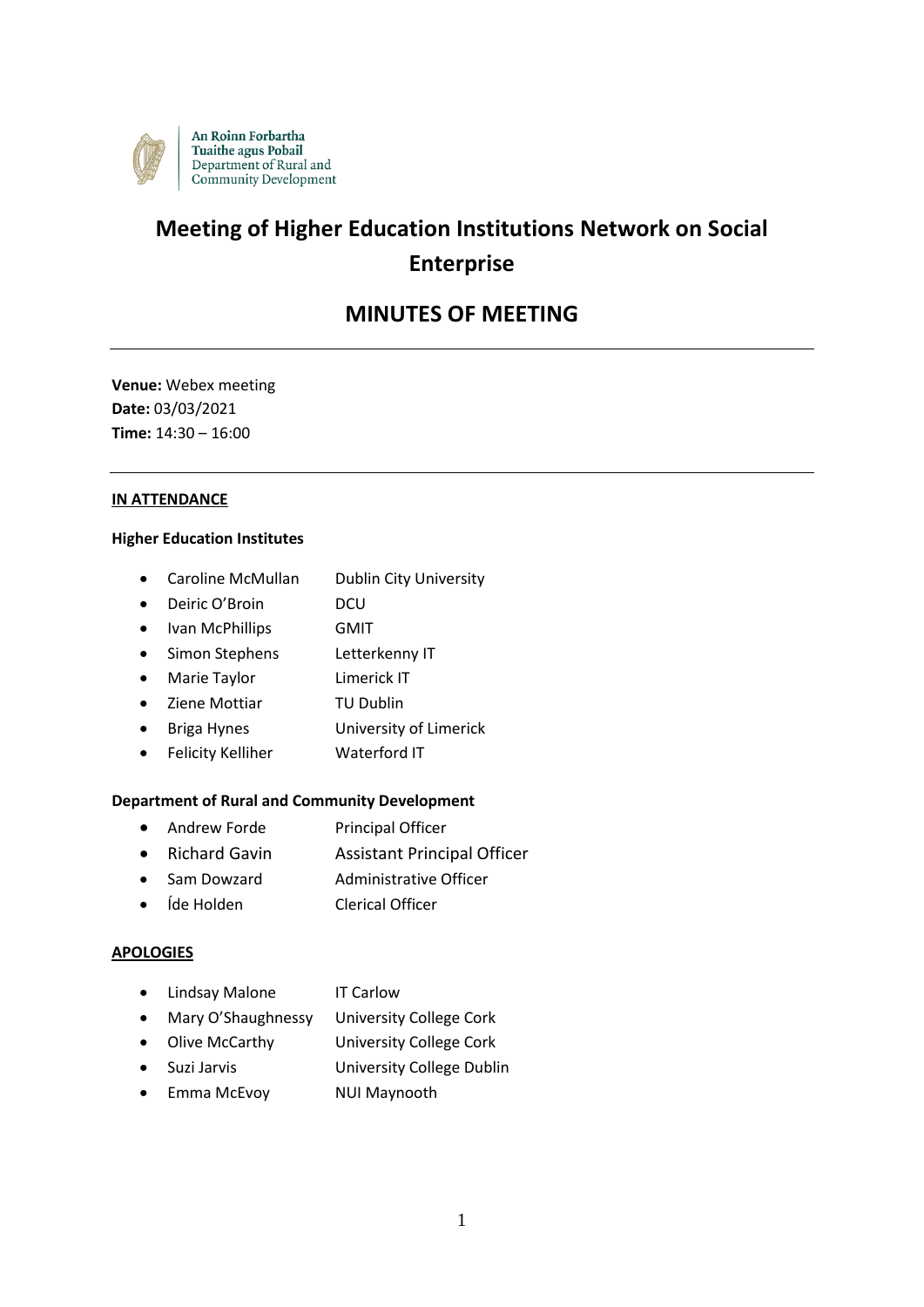An Roinn Forbartha Tuaithe agus Pobail
Department of Rural and Community Development

# Meeting of Higher Education Institutions Network on Social Enterprise

## MINUTES OF MEETING

---

**Venue:** Webex meeting
**Date:** 03/03/2021
**Time:** 14:30 – 16:00

---

**IN ATTENDANCE**

**Higher Education Institutes**

- Caroline McMullan — Dublin City University
- Deiric O'Broin — DCU
- Ivan McPhillips — GMIT
- Simon Stephens — Letterkenny IT
- Marie Taylor — Limerick IT
- Ziene Mottiar — TU Dublin
- Briga Hynes — University of Limerick
- Felicity Kelliher — Waterford IT

**Department of Rural and Community Development**

- Andrew Forde — Principal Officer
- Richard Gavin — Assistant Principal Officer
- Sam Dowzard — Administrative Officer
- Íde Holden — Clerical Officer

**APOLOGIES**

- Lindsay Malone — IT Carlow
- Mary O'Shaughnessy — University College Cork
- Olive McCarthy — University College Cork
- Suzi Jarvis — University College Dublin
- Emma McEvoy — NUI Maynooth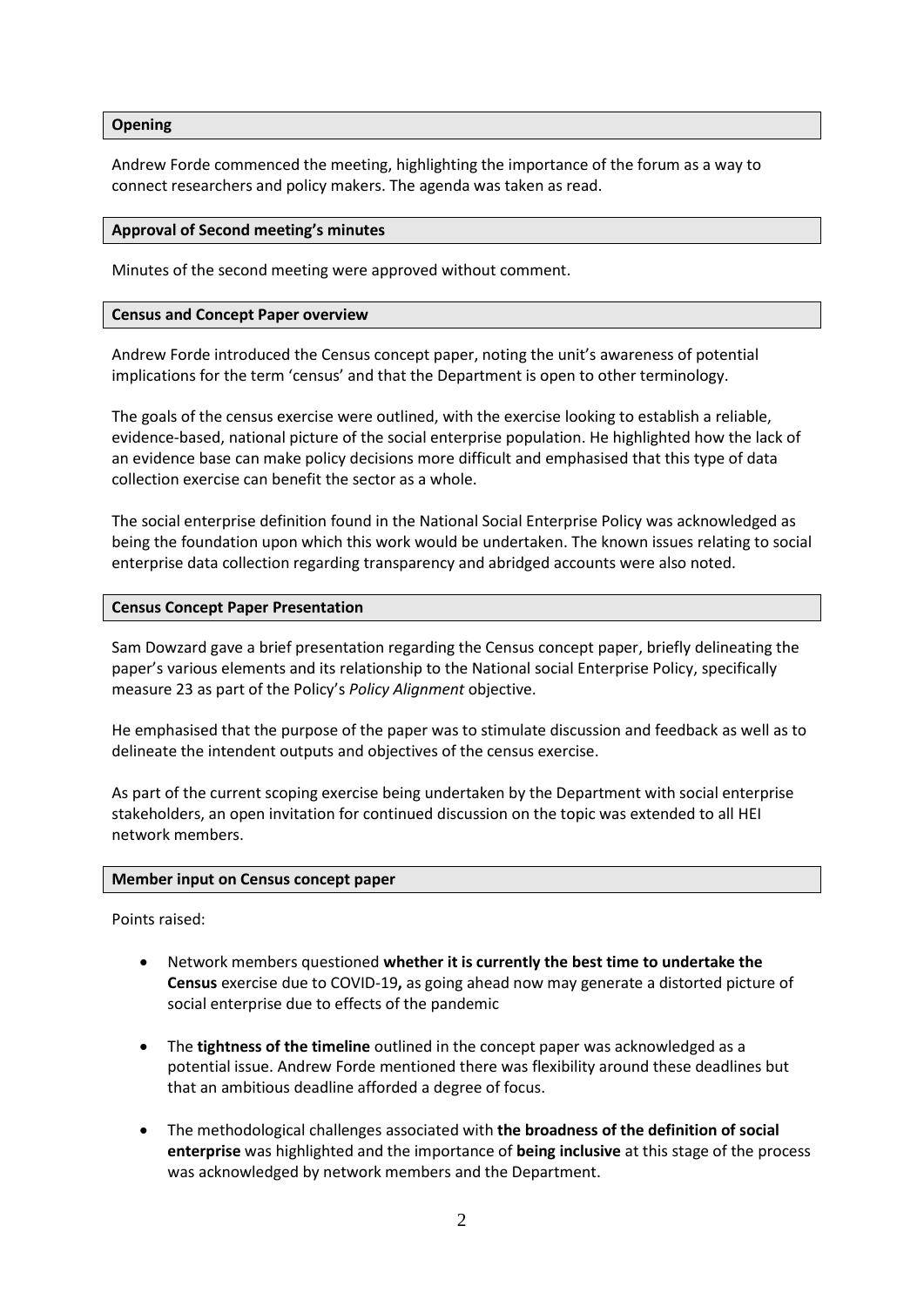## Opening

Andrew Forde commenced the meeting, highlighting the importance of the forum as a way to connect researchers and policy makers. The agenda was taken as read.

## Approval of Second meeting's minutes

Minutes of the second meeting were approved without comment.

## Census and Concept Paper overview

Andrew Forde introduced the Census concept paper, noting the unit's awareness of potential implications for the term 'census' and that the Department is open to other terminology.

The goals of the census exercise were outlined, with the exercise looking to establish a reliable, evidence-based, national picture of the social enterprise population. He highlighted how the lack of an evidence base can make policy decisions more difficult and emphasised that this type of data collection exercise can benefit the sector as a whole.

The social enterprise definition found in the National Social Enterprise Policy was acknowledged as being the foundation upon which this work would be undertaken. The known issues relating to social enterprise data collection regarding transparency and abridged accounts were also noted.

## Census Concept Paper Presentation

Sam Dowzard gave a brief presentation regarding the Census concept paper, briefly delineating the paper's various elements and its relationship to the National social Enterprise Policy, specifically measure 23 as part of the Policy's *Policy Alignment* objective.

He emphasised that the purpose of the paper was to stimulate discussion and feedback as well as to delineate the intendent outputs and objectives of the census exercise.

As part of the current scoping exercise being undertaken by the Department with social enterprise stakeholders, an open invitation for continued discussion on the topic was extended to all HEI network members.

## Member input on Census concept paper

Points raised:

- Network members questioned **whether it is currently the best time to undertake the Census** exercise due to COVID-19**,** as going ahead now may generate a distorted picture of social enterprise due to effects of the pandemic

- The **tightness of the timeline** outlined in the concept paper was acknowledged as a potential issue. Andrew Forde mentioned there was flexibility around these deadlines but that an ambitious deadline afforded a degree of focus.

- The methodological challenges associated with **the broadness of the definition of social enterprise** was highlighted and the importance of **being inclusive** at this stage of the process was acknowledged by network members and the Department.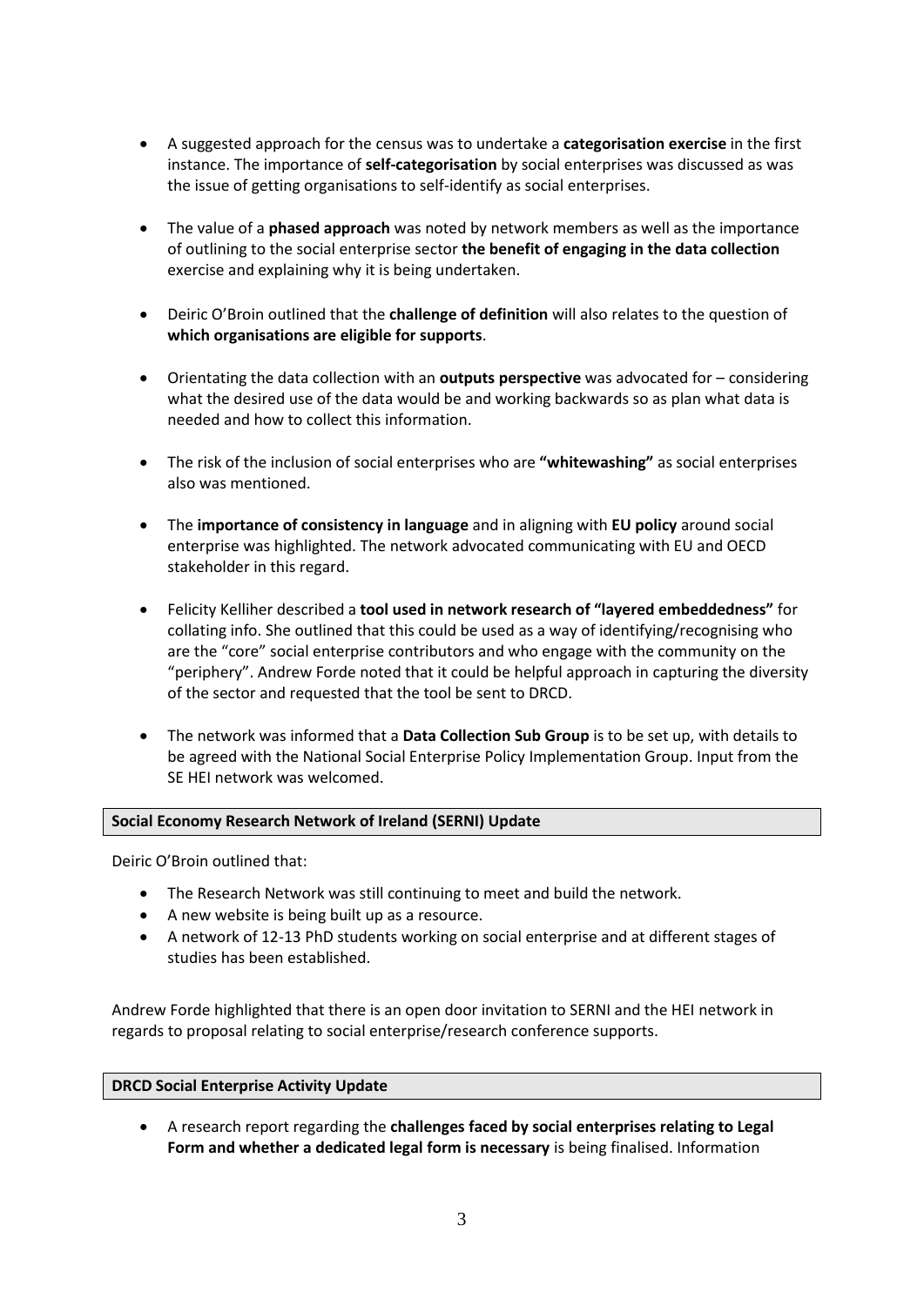- A suggested approach for the census was to undertake a **categorisation exercise** in the first instance. The importance of **self-categorisation** by social enterprises was discussed as was the issue of getting organisations to self-identify as social enterprises.

- The value of a **phased approach** was noted by network members as well as the importance of outlining to the social enterprise sector **the benefit of engaging in the data collection** exercise and explaining why it is being undertaken.

- Deiric O'Broin outlined that the **challenge of definition** will also relates to the question of **which organisations are eligible for supports**.

- Orientating the data collection with an **outputs perspective** was advocated for – considering what the desired use of the data would be and working backwards so as plan what data is needed and how to collect this information.

- The risk of the inclusion of social enterprises who are **"whitewashing"** as social enterprises also was mentioned.

- The **importance of consistency in language** and in aligning with **EU policy** around social enterprise was highlighted. The network advocated communicating with EU and OECD stakeholder in this regard.

- Felicity Kelliher described a **tool used in network research of "layered embeddedness"** for collating info. She outlined that this could be used as a way of identifying/recognising who are the "core" social enterprise contributors and who engage with the community on the "periphery". Andrew Forde noted that it could be helpful approach in capturing the diversity of the sector and requested that the tool be sent to DRCD.

- The network was informed that a **Data Collection Sub Group** is to be set up, with details to be agreed with the National Social Enterprise Policy Implementation Group. Input from the SE HEI network was welcomed.

**Social Economy Research Network of Ireland (SERNI) Update**

Deiric O'Broin outlined that:

- The Research Network was still continuing to meet and build the network.
- A new website is being built up as a resource.
- A network of 12-13 PhD students working on social enterprise and at different stages of studies has been established.

Andrew Forde highlighted that there is an open door invitation to SERNI and the HEI network in regards to proposal relating to social enterprise/research conference supports.

**DRCD Social Enterprise Activity Update**

- A research report regarding the **challenges faced by social enterprises relating to Legal Form and whether a dedicated legal form is necessary** is being finalised. Information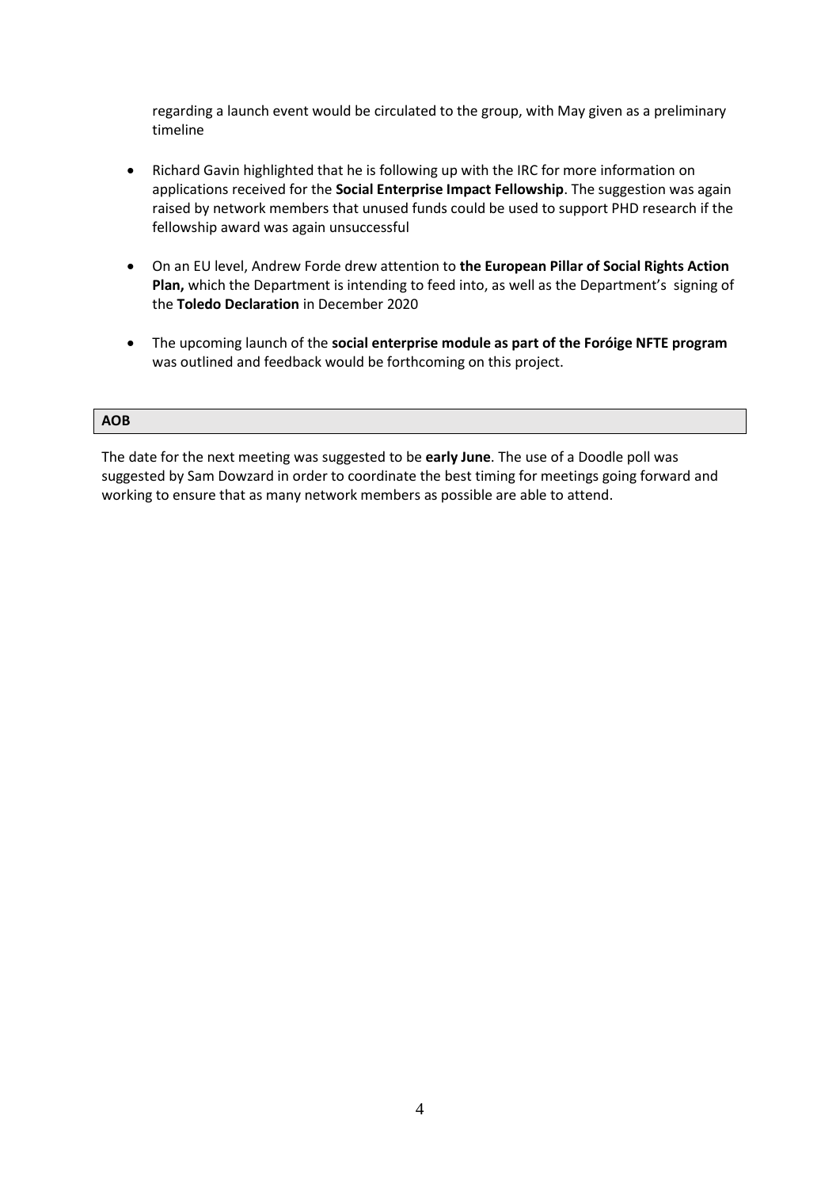regarding a launch event would be circulated to the group, with May given as a preliminary timeline

- Richard Gavin highlighted that he is following up with the IRC for more information on applications received for the **Social Enterprise Impact Fellowship**. The suggestion was again raised by network members that unused funds could be used to support PHD research if the fellowship award was again unsuccessful

- On an EU level, Andrew Forde drew attention to **the European Pillar of Social Rights Action Plan,** which the Department is intending to feed into, as well as the Department's signing of the **Toledo Declaration** in December 2020

- The upcoming launch of the **social enterprise module as part of the Foróige NFTE program** was outlined and feedback would be forthcoming on this project.

**AOB**

The date for the next meeting was suggested to be **early June**. The use of a Doodle poll was suggested by Sam Dowzard in order to coordinate the best timing for meetings going forward and working to ensure that as many network members as possible are able to attend.